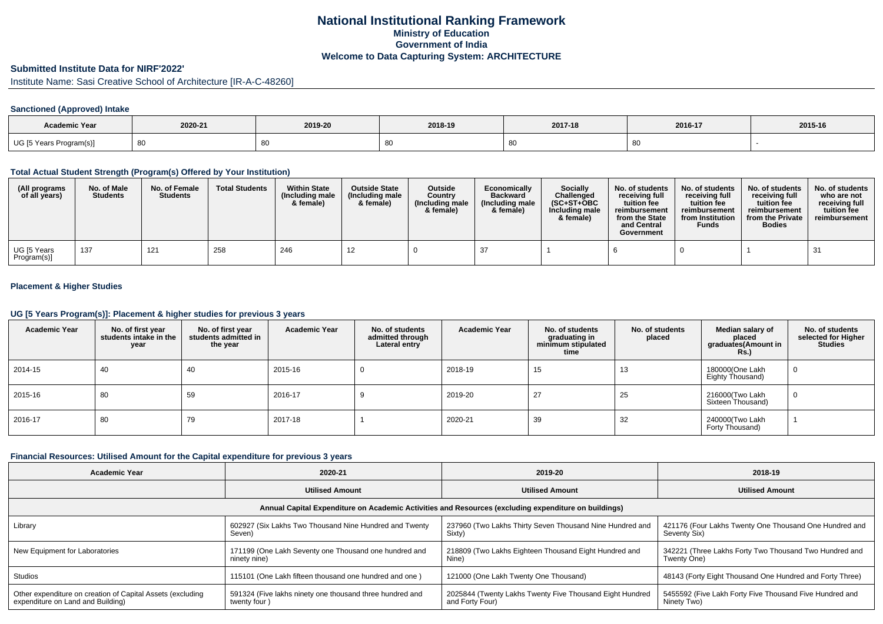# National Institutional Ranking Framework
## Ministry of Education
## Government of India
## Welcome to Data Capturing System: ARCHITECTURE

### Submitted Institute Data for NIRF'2022'

Institute Name: Sasi Creative School of Architecture [IR-A-C-48260]

#### Sanctioned (Approved) Intake

| Academic Year | 2020-21 | 2019-20 | 2018-19 | 2017-18 | 2016-17 | 2015-16 |
|---|---|---|---|---|---|---|
| UG [5 Years Program(s)] | 80 | 80 | 80 | 80 | 80 | - |

#### Total Actual Student Strength (Program(s) Offered by Your Institution)

| (All programs of all years) | No. of Male Students | No. of Female Students | Total Students | Within State (Including male & female) | Outside State (Including male & female) | Outside Country (Including male & female) | Economically Backward (Including male & female) | Socially Challenged (SC+ST+OBC Including male & female) | No. of students receiving full tuition fee reimbursement from the State and Central Government | No. of students receiving full tuition fee reimbursement from Institution Funds | No. of students receiving full tuition fee reimbursement from the Private Bodies | No. of students who are not receiving full tuition fee reimbursement |
|---|---|---|---|---|---|---|---|---|---|---|---|---|
| UG [5 Years Program(s)] | 137 | 121 | 258 | 246 | 12 | 0 | 37 | 1 | 6 | 0 | 1 | 31 |

#### Placement & Higher Studies

#### UG [5 Years Program(s)]: Placement & higher studies for previous 3 years

| Academic Year | No. of first year students intake in the year | No. of first year students admitted in the year | Academic Year | No. of students admitted through Lateral entry | Academic Year | No. of students graduating in minimum stipulated time | No. of students placed | Median salary of placed graduates(Amount in Rs.) | No. of students selected for Higher Studies |
|---|---|---|---|---|---|---|---|---|---|
| 2014-15 | 40 | 40 | 2015-16 | 0 | 2018-19 | 15 | 13 | 180000(One Lakh Eighty Thousand) | 0 |
| 2015-16 | 80 | 59 | 2016-17 | 9 | 2019-20 | 27 | 25 | 216000(Two Lakh Sixteen Thousand) | 0 |
| 2016-17 | 80 | 79 | 2017-18 | 1 | 2020-21 | 39 | 32 | 240000(Two Lakh Forty Thousand) | 1 |

#### Financial Resources: Utilised Amount for the Capital expenditure for previous 3 years

| Academic Year | 2020-21 | 2019-20 | 2018-19 |
|---|---|---|---|
| | **Utilised Amount** | **Utilised Amount** | **Utilised Amount** |
| **Annual Capital Expenditure on Academic Activities and Resources (excluding expenditure on buildings)** | | | |
| Library | 602927 (Six Lakhs Two Thousand Nine Hundred and Twenty Seven) | 237960 (Two Lakhs Thirty Seven Thousand Nine Hundred and Sixty) | 421176 (Four Lakhs Twenty One Thousand One Hundred and Seventy Six) |
| New Equipment for Laboratories | 171199 (One Lakh Seventy one Thousand one hundred and ninety nine) | 218809 (Two Lakhs Eighteen Thousand Eight Hundred and Nine) | 342221 (Three Lakhs Forty Two Thousand Two Hundred and Twenty One) |
| Studios | 115101 (One Lakh fifteen thousand one hundred and one ) | 121000 (One Lakh Twenty One Thousand) | 48143 (Forty Eight Thousand One Hundred and Forty Three) |
| Other expenditure on creation of Capital Assets (excluding expenditure on Land and Building) | 591324 (Five lakhs ninety one thousand three hundred and twenty four ) | 2025844 (Twenty Lakhs Twenty Five Thousand Eight Hundred and Forty Four) | 5455592 (Five Lakh Forty Five Thousand Five Hundred and Ninety Two) |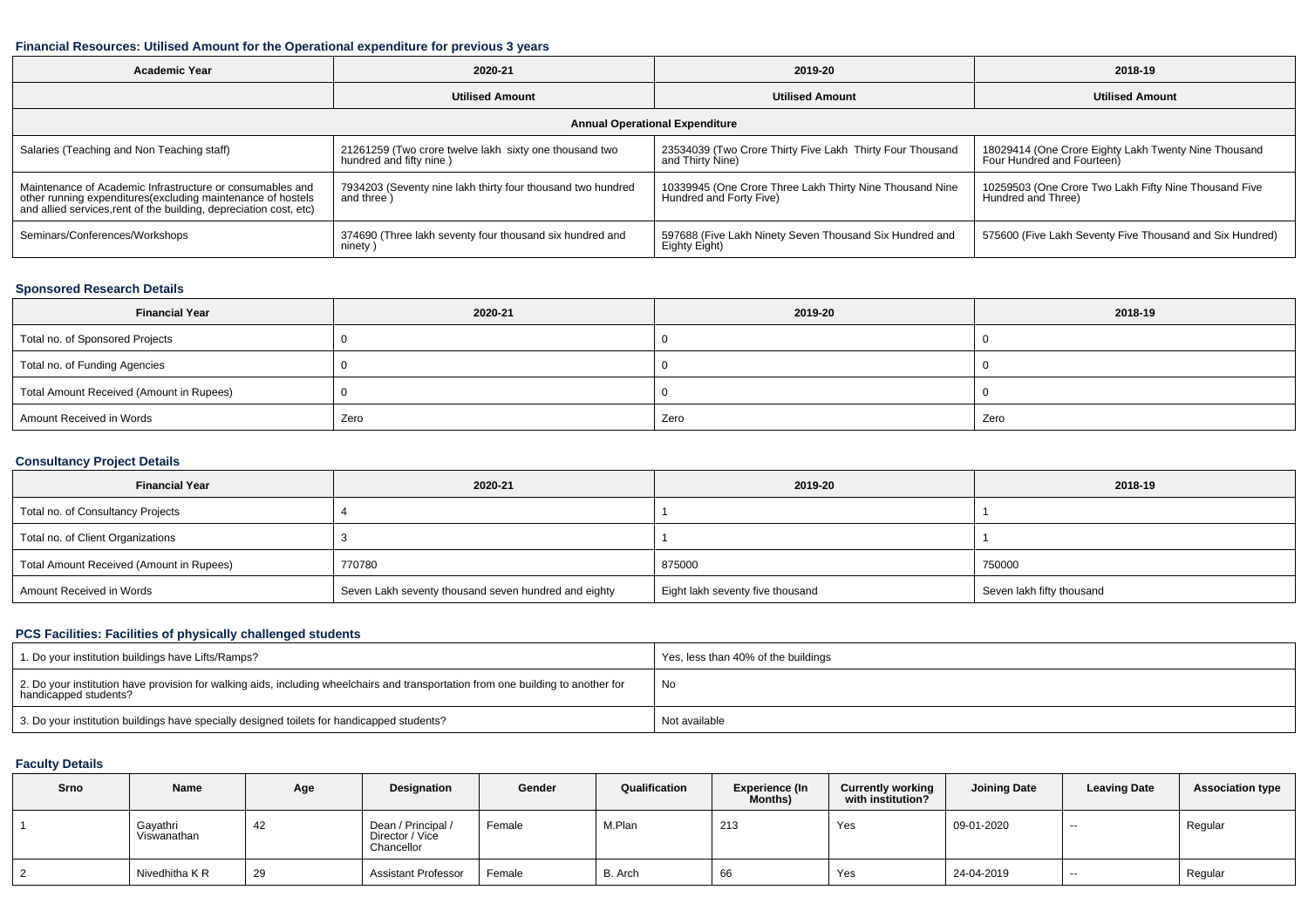### Financial Resources: Utilised Amount for the Operational expenditure for previous 3 years

| Academic Year | 2020-21 | 2019-20 | 2018-19 |
|---|---|---|---|
| | Utilised Amount | Utilised Amount | Utilised Amount |
| **Annual Operational Expenditure** | | | |
| Salaries (Teaching and Non Teaching staff) | 21261259 (Two crore twelve lakh sixty one thousand two hundred and fifty nine ) | 23534039 (Two Crore Thirty Five Lakh Thirty Four Thousand and Thirty Nine) | 18029414 (One Crore Eighty Lakh Twenty Nine Thousand Four Hundred and Fourteen) |
| Maintenance of Academic Infrastructure or consumables and other running expenditures(excluding maintenance of hostels and allied services,rent of the building, depreciation cost, etc) | 7934203 (Seventy nine lakh thirty four thousand two hundred and three ) | 10339945 (One Crore Three Lakh Thirty Nine Thousand Nine Hundred and Forty Five) | 10259503 (One Crore Two Lakh Fifty Nine Thousand Five Hundred and Three) |
| Seminars/Conferences/Workshops | 374690 (Three lakh seventy four thousand six hundred and ninety ) | 597688 (Five Lakh Ninety Seven Thousand Six Hundred and Eighty Eight) | 575600 (Five Lakh Seventy Five Thousand and Six Hundred) |

### Sponsored Research Details

| Financial Year | 2020-21 | 2019-20 | 2018-19 |
|---|---|---|---|
| Total no. of Sponsored Projects | 0 | 0 | 0 |
| Total no. of Funding Agencies | 0 | 0 | 0 |
| Total Amount Received (Amount in Rupees) | 0 | 0 | 0 |
| Amount Received in Words | Zero | Zero | Zero |

### Consultancy Project Details

| Financial Year | 2020-21 | 2019-20 | 2018-19 |
|---|---|---|---|
| Total no. of Consultancy Projects | 4 | 1 | 1 |
| Total no. of Client Organizations | 3 | 1 | 1 |
| Total Amount Received (Amount in Rupees) | 770780 | 875000 | 750000 |
| Amount Received in Words | Seven Lakh seventy thousand seven hundred and eighty | Eight lakh seventy five thousand | Seven lakh fifty thousand |

### PCS Facilities: Facilities of physically challenged students

| | |
|---|---|
| 1. Do your institution buildings have Lifts/Ramps? | Yes, less than 40% of the buildings |
| 2. Do your institution have provision for walking aids, including wheelchairs and transportation from one building to another for handicapped students? | No |
| 3. Do your institution buildings have specially designed toilets for handicapped students? | Not available |

### Faculty Details

| Srno | Name | Age | Designation | Gender | Qualification | Experience (In Months) | Currently working with institution? | Joining Date | Leaving Date | Association type |
|---|---|---|---|---|---|---|---|---|---|---|
| 1 | Gayathri Viswanathan | 42 | Dean / Principal / Director / Vice Chancellor | Female | M.Plan | 213 | Yes | 09-01-2020 | -- | Regular |
| 2 | Nivedhitha K R | 29 | Assistant Professor | Female | B. Arch | 66 | Yes | 24-04-2019 | -- | Regular |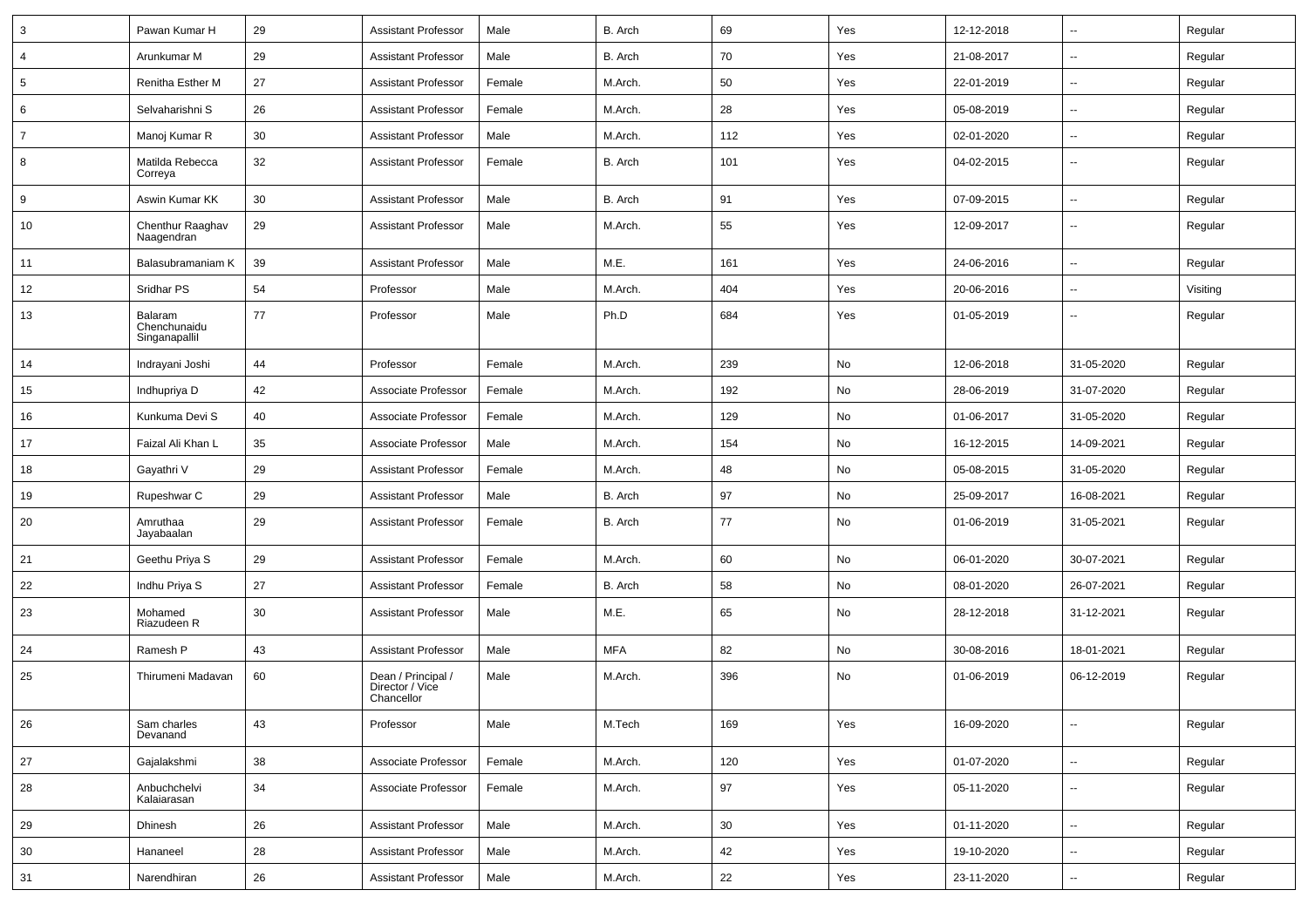| 3 | Pawan Kumar H | 29 | Assistant Professor | Male | B. Arch | 69 | Yes | 12-12-2018 | -- | Regular |
|---|---|---|---|---|---|---|---|---|---|---|
| 4 | Arunkumar M | 29 | Assistant Professor | Male | B. Arch | 70 | Yes | 21-08-2017 | -- | Regular |
| 5 | Renitha Esther M | 27 | Assistant Professor | Female | M.Arch. | 50 | Yes | 22-01-2019 | -- | Regular |
| 6 | Selvaharishni S | 26 | Assistant Professor | Female | M.Arch. | 28 | Yes | 05-08-2019 | -- | Regular |
| 7 | Manoj Kumar R | 30 | Assistant Professor | Male | M.Arch. | 112 | Yes | 02-01-2020 | -- | Regular |
| 8 | Matilda Rebecca Correya | 32 | Assistant Professor | Female | B. Arch | 101 | Yes | 04-02-2015 | -- | Regular |
| 9 | Aswin Kumar KK | 30 | Assistant Professor | Male | B. Arch | 91 | Yes | 07-09-2015 | -- | Regular |
| 10 | Chenthur Raaghav Naagendran | 29 | Assistant Professor | Male | M.Arch. | 55 | Yes | 12-09-2017 | -- | Regular |
| 11 | Balasubramaniam K | 39 | Assistant Professor | Male | M.E. | 161 | Yes | 24-06-2016 | -- | Regular |
| 12 | Sridhar PS | 54 | Professor | Male | M.Arch. | 404 | Yes | 20-06-2016 | -- | Visiting |
| 13 | Balaram Chenchunaidu Singanapallil | 77 | Professor | Male | Ph.D | 684 | Yes | 01-05-2019 | -- | Regular |
| 14 | Indrayani Joshi | 44 | Professor | Female | M.Arch. | 239 | No | 12-06-2018 | 31-05-2020 | Regular |
| 15 | Indhupriya D | 42 | Associate Professor | Female | M.Arch. | 192 | No | 28-06-2019 | 31-07-2020 | Regular |
| 16 | Kunkuma Devi S | 40 | Associate Professor | Female | M.Arch. | 129 | No | 01-06-2017 | 31-05-2020 | Regular |
| 17 | Faizal Ali Khan L | 35 | Associate Professor | Male | M.Arch. | 154 | No | 16-12-2015 | 14-09-2021 | Regular |
| 18 | Gayathri V | 29 | Assistant Professor | Female | M.Arch. | 48 | No | 05-08-2015 | 31-05-2020 | Regular |
| 19 | Rupeshwar C | 29 | Assistant Professor | Male | B. Arch | 97 | No | 25-09-2017 | 16-08-2021 | Regular |
| 20 | Amruthaa Jayabaalan | 29 | Assistant Professor | Female | B. Arch | 77 | No | 01-06-2019 | 31-05-2021 | Regular |
| 21 | Geethu Priya S | 29 | Assistant Professor | Female | M.Arch. | 60 | No | 06-01-2020 | 30-07-2021 | Regular |
| 22 | Indhu Priya S | 27 | Assistant Professor | Female | B. Arch | 58 | No | 08-01-2020 | 26-07-2021 | Regular |
| 23 | Mohamed Riazudeen R | 30 | Assistant Professor | Male | M.E. | 65 | No | 28-12-2018 | 31-12-2021 | Regular |
| 24 | Ramesh P | 43 | Assistant Professor | Male | MFA | 82 | No | 30-08-2016 | 18-01-2021 | Regular |
| 25 | Thirumeni Madavan | 60 | Dean / Principal / Director / Vice Chancellor | Male | M.Arch. | 396 | No | 01-06-2019 | 06-12-2019 | Regular |
| 26 | Sam charles Devanand | 43 | Professor | Male | M.Tech | 169 | Yes | 16-09-2020 | -- | Regular |
| 27 | Gajalakshmi | 38 | Associate Professor | Female | M.Arch. | 120 | Yes | 01-07-2020 | -- | Regular |
| 28 | Anbuchchelvi Kalaiarasan | 34 | Associate Professor | Female | M.Arch. | 97 | Yes | 05-11-2020 | -- | Regular |
| 29 | Dhinesh | 26 | Assistant Professor | Male | M.Arch. | 30 | Yes | 01-11-2020 | -- | Regular |
| 30 | Hananeel | 28 | Assistant Professor | Male | M.Arch. | 42 | Yes | 19-10-2020 | -- | Regular |
| 31 | Narendhiran | 26 | Assistant Professor | Male | M.Arch. | 22 | Yes | 23-11-2020 | -- | Regular |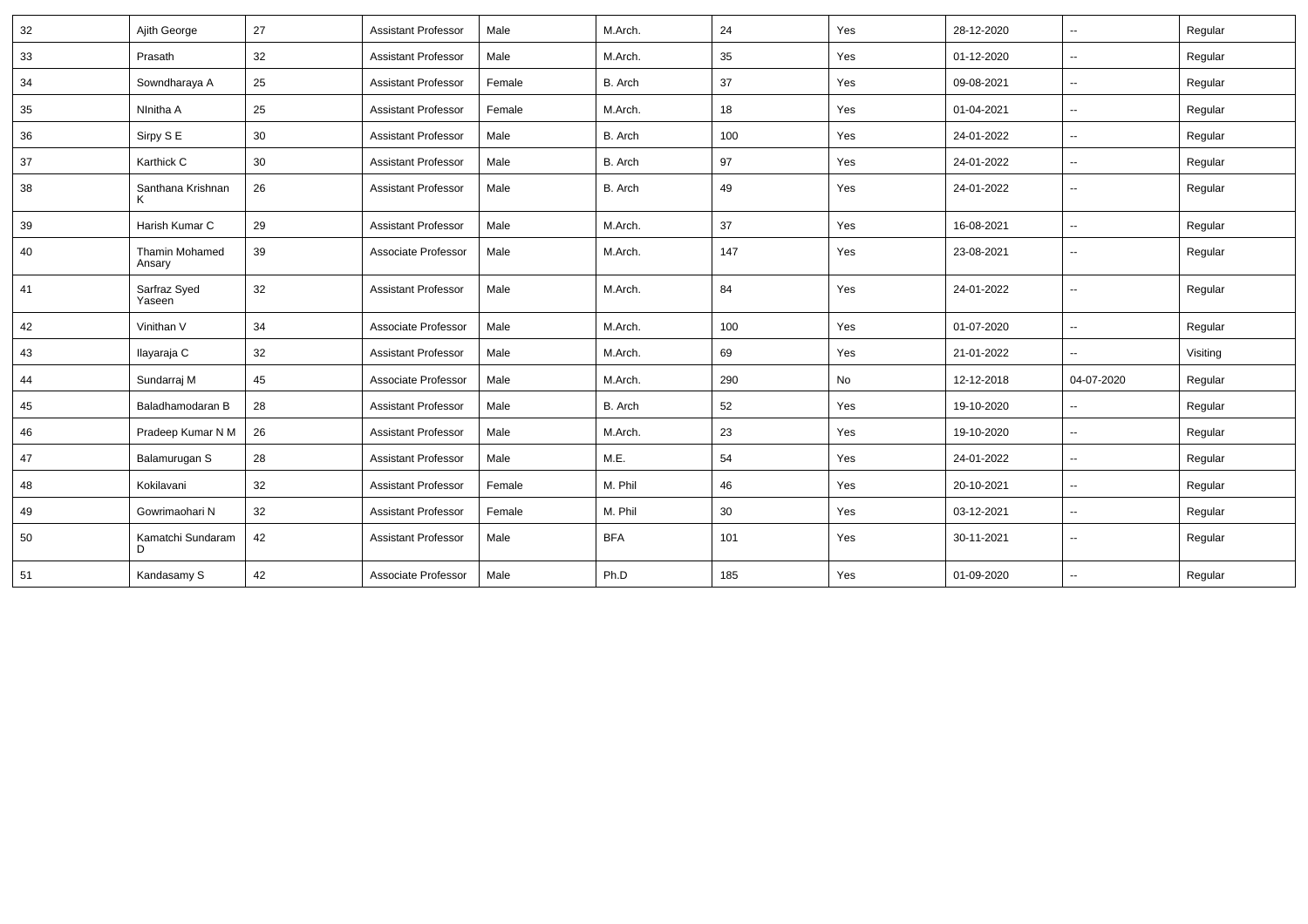| | | | | | | | | | | |
|---|---|---|---|---|---|---|---|---|---|---|
| 32 | Ajith George | 27 | Assistant Professor | Male | M.Arch. | 24 | Yes | 28-12-2020 | -- | Regular |
| 33 | Prasath | 32 | Assistant Professor | Male | M.Arch. | 35 | Yes | 01-12-2020 | -- | Regular |
| 34 | Sowndharaya A | 25 | Assistant Professor | Female | B. Arch | 37 | Yes | 09-08-2021 | -- | Regular |
| 35 | NInitha A | 25 | Assistant Professor | Female | M.Arch. | 18 | Yes | 01-04-2021 | -- | Regular |
| 36 | Sirpy S E | 30 | Assistant Professor | Male | B. Arch | 100 | Yes | 24-01-2022 | -- | Regular |
| 37 | Karthick C | 30 | Assistant Professor | Male | B. Arch | 97 | Yes | 24-01-2022 | -- | Regular |
| 38 | Santhana Krishnan K | 26 | Assistant Professor | Male | B. Arch | 49 | Yes | 24-01-2022 | -- | Regular |
| 39 | Harish Kumar C | 29 | Assistant Professor | Male | M.Arch. | 37 | Yes | 16-08-2021 | -- | Regular |
| 40 | Thamin Mohamed Ansary | 39 | Associate Professor | Male | M.Arch. | 147 | Yes | 23-08-2021 | -- | Regular |
| 41 | Sarfraz Syed Yaseen | 32 | Assistant Professor | Male | M.Arch. | 84 | Yes | 24-01-2022 | -- | Regular |
| 42 | Vinithan V | 34 | Associate Professor | Male | M.Arch. | 100 | Yes | 01-07-2020 | -- | Regular |
| 43 | Ilayaraja C | 32 | Assistant Professor | Male | M.Arch. | 69 | Yes | 21-01-2022 | -- | Visiting |
| 44 | Sundarraj M | 45 | Associate Professor | Male | M.Arch. | 290 | No | 12-12-2018 | 04-07-2020 | Regular |
| 45 | Baladhamodaran B | 28 | Assistant Professor | Male | B. Arch | 52 | Yes | 19-10-2020 | -- | Regular |
| 46 | Pradeep Kumar N M | 26 | Assistant Professor | Male | M.Arch. | 23 | Yes | 19-10-2020 | -- | Regular |
| 47 | Balamurugan S | 28 | Assistant Professor | Male | M.E. | 54 | Yes | 24-01-2022 | -- | Regular |
| 48 | Kokilavani | 32 | Assistant Professor | Female | M. Phil | 46 | Yes | 20-10-2021 | -- | Regular |
| 49 | Gowrimaohari N | 32 | Assistant Professor | Female | M. Phil | 30 | Yes | 03-12-2021 | -- | Regular |
| 50 | Kamatchi Sundaram D | 42 | Assistant Professor | Male | BFA | 101 | Yes | 30-11-2021 | -- | Regular |
| 51 | Kandasamy S | 42 | Associate Professor | Male | Ph.D | 185 | Yes | 01-09-2020 | -- | Regular |